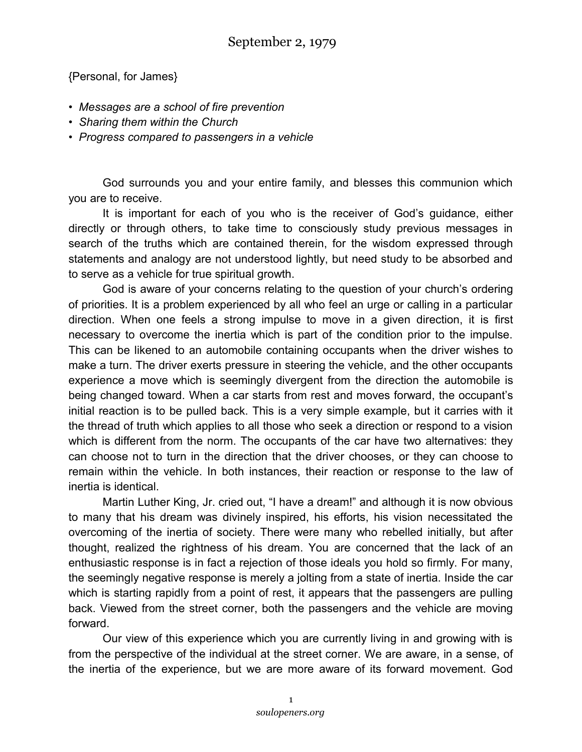# September 2, 1979

{Personal, for James}

- *Messages are a school of fire prevention*
- *Sharing them within the Church*
- *Progress compared to passengers in a vehicle*

God surrounds you and your entire family, and blesses this communion which you are to receive.

It is important for each of you who is the receiver of God's guidance, either directly or through others, to take time to consciously study previous messages in search of the truths which are contained therein, for the wisdom expressed through statements and analogy are not understood lightly, but need study to be absorbed and to serve as a vehicle for true spiritual growth.

God is aware of your concerns relating to the question of your church's ordering of priorities. It is a problem experienced by all who feel an urge or calling in a particular direction. When one feels a strong impulse to move in a given direction, it is first necessary to overcome the inertia which is part of the condition prior to the impulse. This can be likened to an automobile containing occupants when the driver wishes to make a turn. The driver exerts pressure in steering the vehicle, and the other occupants experience a move which is seemingly divergent from the direction the automobile is being changed toward. When a car starts from rest and moves forward, the occupant's initial reaction is to be pulled back. This is a very simple example, but it carries with it the thread of truth which applies to all those who seek a direction or respond to a vision which is different from the norm. The occupants of the car have two alternatives: they can choose not to turn in the direction that the driver chooses, or they can choose to remain within the vehicle. In both instances, their reaction or response to the law of inertia is identical.

Martin Luther King, Jr. cried out, "I have a dream!" and although it is now obvious to many that his dream was divinely inspired, his efforts, his vision necessitated the overcoming of the inertia of society. There were many who rebelled initially, but after thought, realized the rightness of his dream. You are concerned that the lack of an enthusiastic response is in fact a rejection of those ideals you hold so firmly. For many, the seemingly negative response is merely a jolting from a state of inertia. Inside the car which is starting rapidly from a point of rest, it appears that the passengers are pulling back. Viewed from the street corner, both the passengers and the vehicle are moving forward.

Our view of this experience which you are currently living in and growing with is from the perspective of the individual at the street corner. We are aware, in a sense, of the inertia of the experience, but we are more aware of its forward movement. God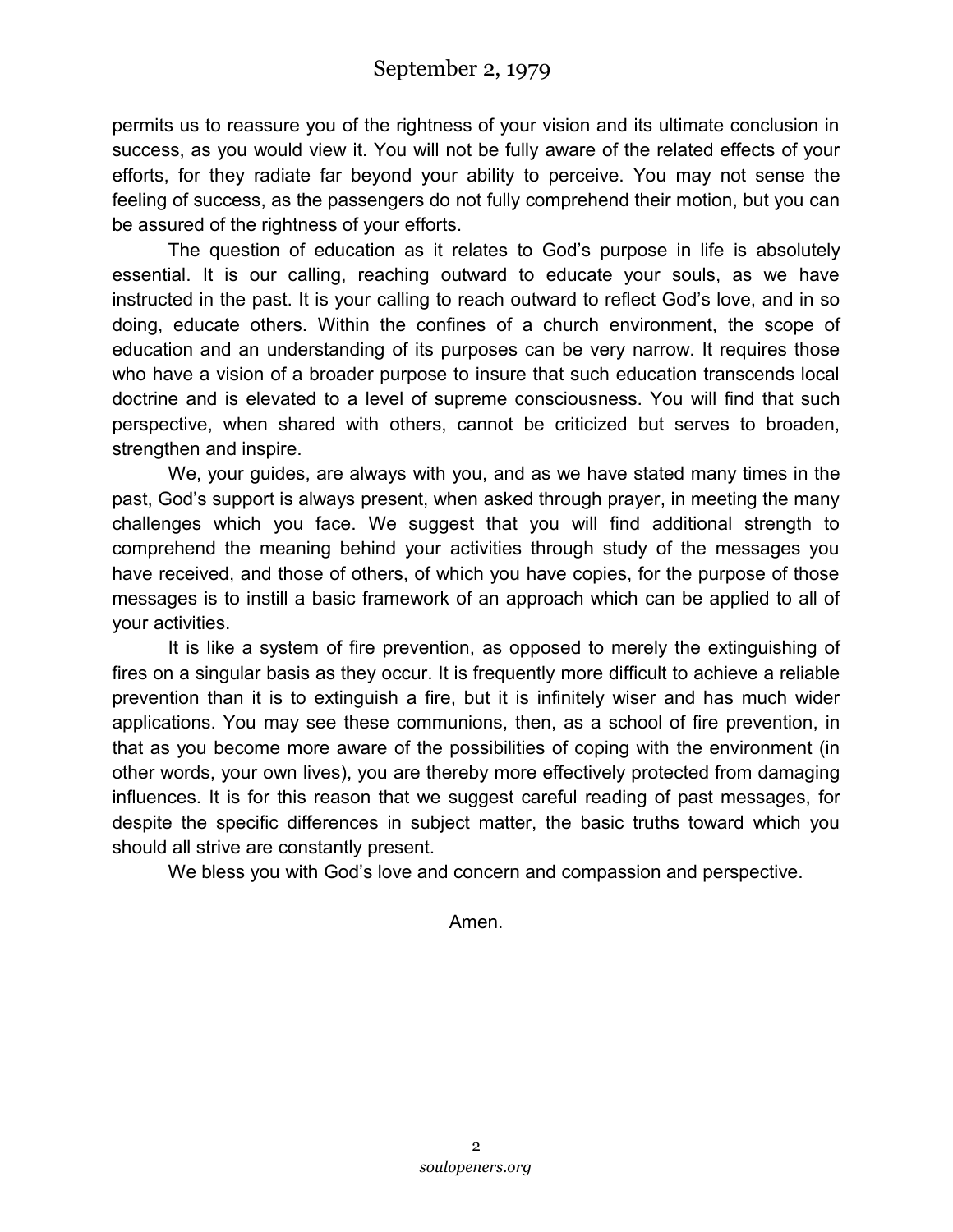permits us to reassure you of the rightness of your vision and its ultimate conclusion in success, as you would view it. You will not be fully aware of the related effects of your efforts, for they radiate far beyond your ability to perceive. You may not sense the feeling of success, as the passengers do not fully comprehend their motion, but you can be assured of the rightness of your efforts.

The question of education as it relates to God's purpose in life is absolutely essential. It is our calling, reaching outward to educate your souls, as we have instructed in the past. It is your calling to reach outward to reflect God's love, and in so doing, educate others. Within the confines of a church environment, the scope of education and an understanding of its purposes can be very narrow. It requires those who have a vision of a broader purpose to insure that such education transcends local doctrine and is elevated to a level of supreme consciousness. You will find that such perspective, when shared with others, cannot be criticized but serves to broaden, strengthen and inspire.

We, your guides, are always with you, and as we have stated many times in the past, God's support is always present, when asked through prayer, in meeting the many challenges which you face. We suggest that you will find additional strength to comprehend the meaning behind your activities through study of the messages you have received, and those of others, of which you have copies, for the purpose of those messages is to instill a basic framework of an approach which can be applied to all of your activities.

It is like a system of fire prevention, as opposed to merely the extinguishing of fires on a singular basis as they occur. It is frequently more difficult to achieve a reliable prevention than it is to extinguish a fire, but it is infinitely wiser and has much wider applications. You may see these communions, then, as a school of fire prevention, in that as you become more aware of the possibilities of coping with the environment (in other words, your own lives), you are thereby more effectively protected from damaging influences. It is for this reason that we suggest careful reading of past messages, for despite the specific differences in subject matter, the basic truths toward which you should all strive are constantly present.

We bless you with God's love and concern and compassion and perspective.

Amen.